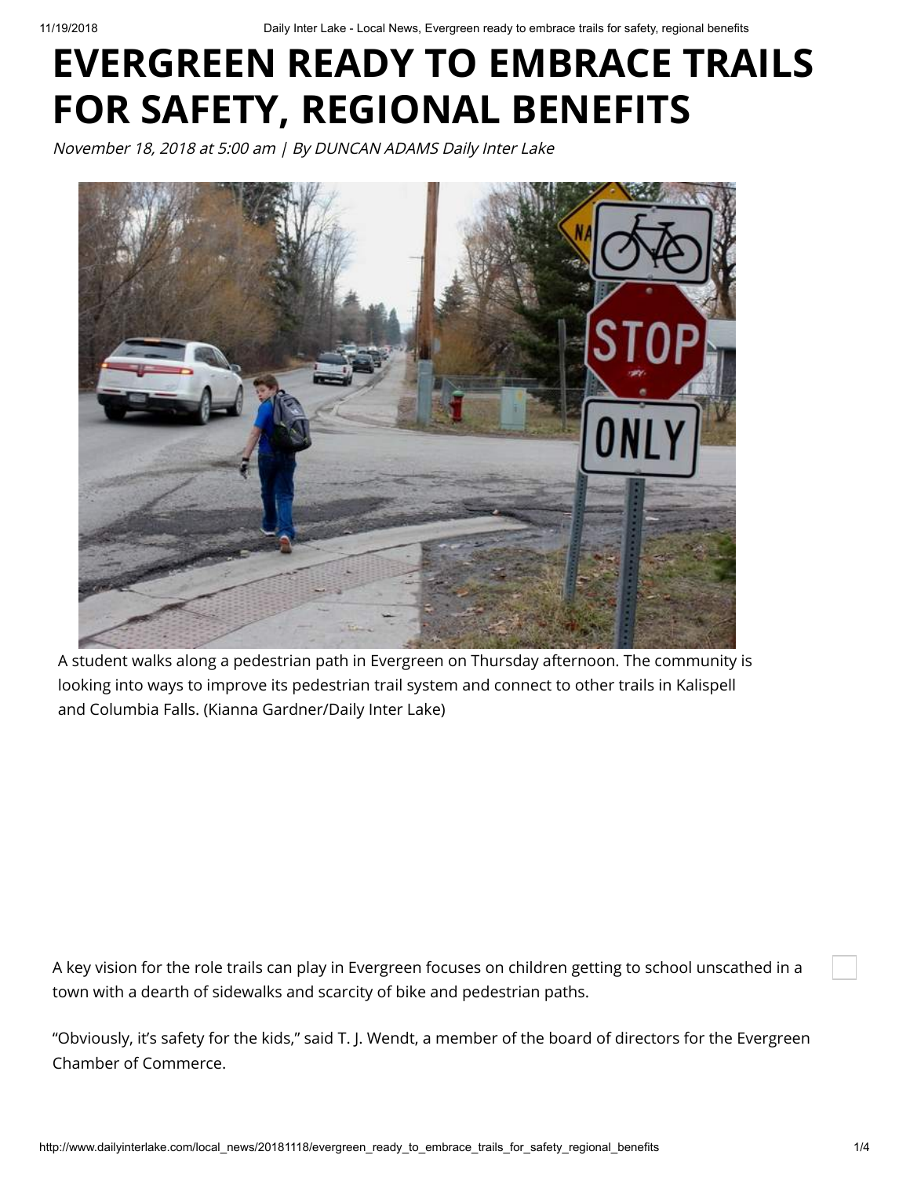# EVERGREEN READY TO EMBRACE TRAILS FOR SAFETY, REGIONAL BENEFITS

*November 18, 2018 at 5:00 am | By DUNCAN ADAMS Daily Inter Lake*

A student walks along a pedestrian path in Evergreen on Thursday afternoon. The community is looking into ways to improve its pedestrian trail system and connect to other trails in Kalispell and Columbia Falls. (Kianna Gardner/Daily Inter Lake)

A key vision for the role trails can play in Evergreen focuses on children getting to school unscathed in a town with a dearth of sidewalks and scarcity of bike and pedestrian paths.

"Obviously, it's safety for the kids," said T. J. Wendt, a member of the board of directors for the Evergreen Chamber of Commerce.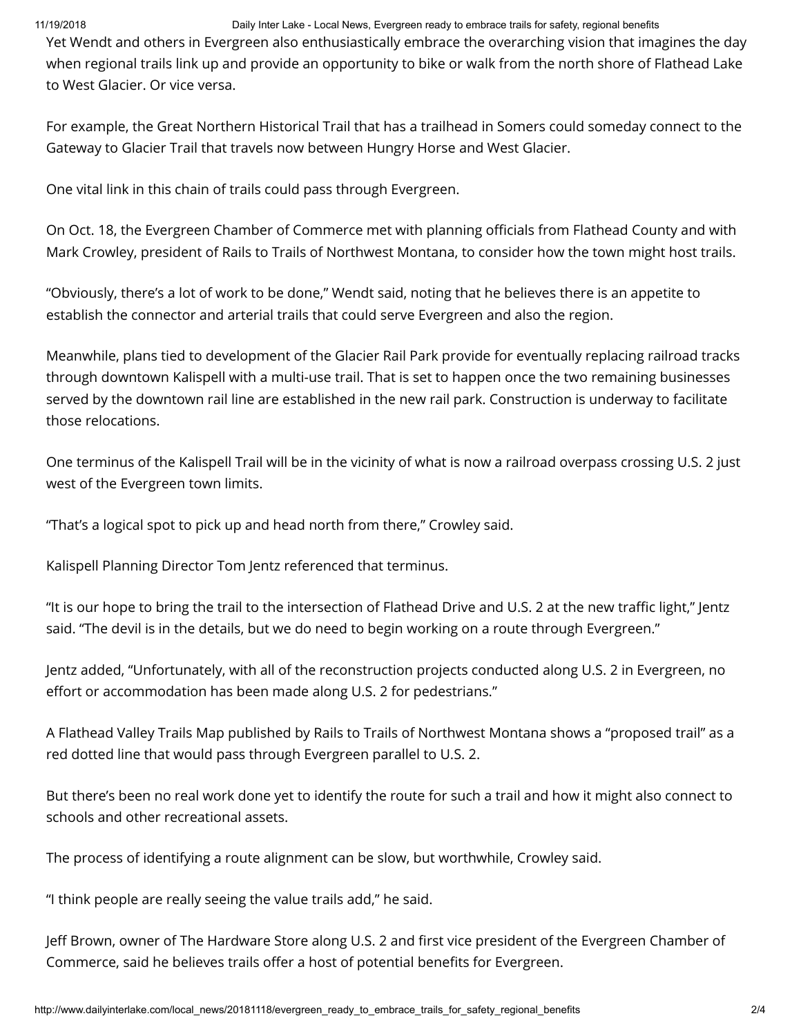Yet Wendt and others in Evergreen also enthusiastically embrace the overarching vision that imagines the day when regional trails link up and provide an opportunity to bike or walk from the north shore of Flathead Lake to West Glacier. Or vice versa.

For example, the Great Northern Historical Trail that has a trailhead in Somers could someday connect to the Gateway to Glacier Trail that travels now between Hungry Horse and West Glacier.

One vital link in this chain of trails could pass through Evergreen.

On Oct. 18, the Evergreen Chamber of Commerce met with planning officials from Flathead County and with Mark Crowley, president of Rails to Trails of Northwest Montana, to consider how the town might host trails.

"Obviously, there's a lot of work to be done," Wendt said, noting that he believes there is an appetite to establish the connector and arterial trails that could serve Evergreen and also the region.

Meanwhile, plans tied to development of the Glacier Rail Park provide for eventually replacing railroad tracks through downtown Kalispell with a multi-use trail. That is set to happen once the two remaining businesses served by the downtown rail line are established in the new rail park. Construction is underway to facilitate those relocations.

One terminus of the Kalispell Trail will be in the vicinity of what is now a railroad overpass crossing U.S. 2 just west of the Evergreen town limits.

"That's a logical spot to pick up and head north from there," Crowley said.

Kalispell Planning Director Tom Jentz referenced that terminus.

"It is our hope to bring the trail to the intersection of Flathead Drive and U.S. 2 at the new traffic light," Jentz said. "The devil is in the details, but we do need to begin working on a route through Evergreen."

Jentz added, "Unfortunately, with all of the reconstruction projects conducted along U.S. 2 in Evergreen, no effort or accommodation has been made along U.S. 2 for pedestrians."

A Flathead Valley Trails Map published by Rails to Trails of Northwest Montana shows a "proposed trail" as a red dotted line that would pass through Evergreen parallel to U.S. 2.

But there's been no real work done yet to identify the route for such a trail and how it might also connect to schools and other recreational assets.

The process of identifying a route alignment can be slow, but worthwhile, Crowley said.

"I think people are really seeing the value trails add," he said.

Jeff Brown, owner of The Hardware Store along U.S. 2 and first vice president of the Evergreen Chamber of Commerce, said he believes trails offer a host of potential benefits for Evergreen.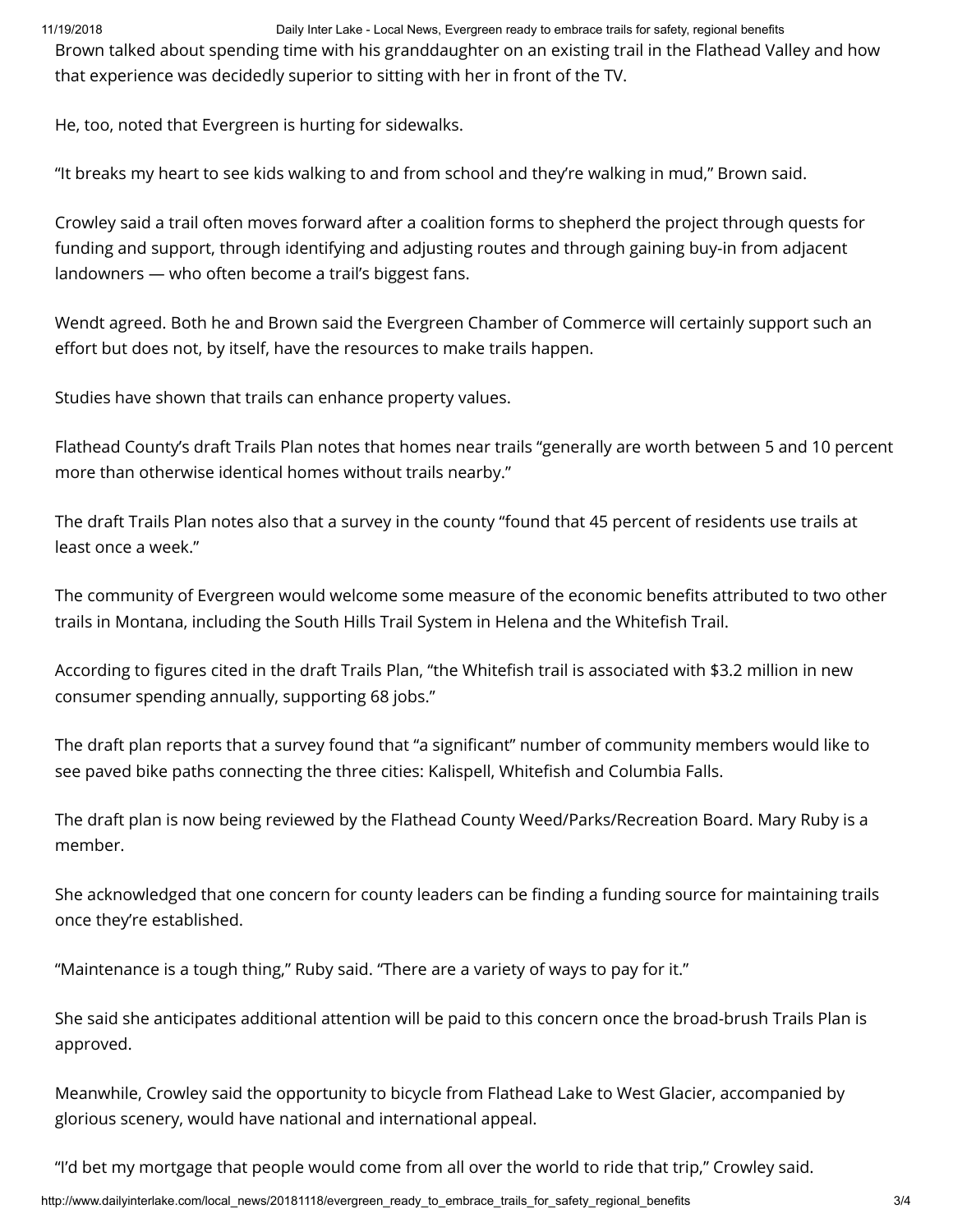Brown talked about spending time with his granddaughter on an existing trail in the Flathead Valley and how that experience was decidedly superior to sitting with her in front of the TV.

He, too, noted that Evergreen is hurting for sidewalks.

“It breaks my heart to see kids walking to and from school and they’re walking in mud,” Brown said.

Crowley said a trail often moves forward after a coalition forms to shepherd the project through quests for funding and support, through identifying and adjusting routes and through gaining buy-in from adjacent landowners — who often become a trail’s biggest fans.

Wendt agreed. Both he and Brown said the Evergreen Chamber of Commerce will certainly support such an effort but does not, by itself, have the resources to make trails happen.

Studies have shown that trails can enhance property values.

Flathead County’s draft Trails Plan notes that homes near trails “generally are worth between 5 and 10 percent more than otherwise identical homes without trails nearby.”

The draft Trails Plan notes also that a survey in the county “found that 45 percent of residents use trails at least once a week.”

The community of Evergreen would welcome some measure of the economic benefits attributed to two other trails in Montana, including the South Hills Trail System in Helena and the Whitefish Trail.

According to figures cited in the draft Trails Plan, “the Whitefish trail is associated with $3.2 million in new consumer spending annually, supporting 68 jobs.”

The draft plan reports that a survey found that “a significant” number of community members would like to see paved bike paths connecting the three cities: Kalispell, Whitefish and Columbia Falls.

The draft plan is now being reviewed by the Flathead County Weed/Parks/Recreation Board. Mary Ruby is a member.

She acknowledged that one concern for county leaders can be finding a funding source for maintaining trails once they’re established.

“Maintenance is a tough thing,” Ruby said. “There are a variety of ways to pay for it.”

She said she anticipates additional attention will be paid to this concern once the broad-brush Trails Plan is approved.

Meanwhile, Crowley said the opportunity to bicycle from Flathead Lake to West Glacier, accompanied by glorious scenery, would have national and international appeal.

“I’d bet my mortgage that people would come from all over the world to ride that trip,” Crowley said.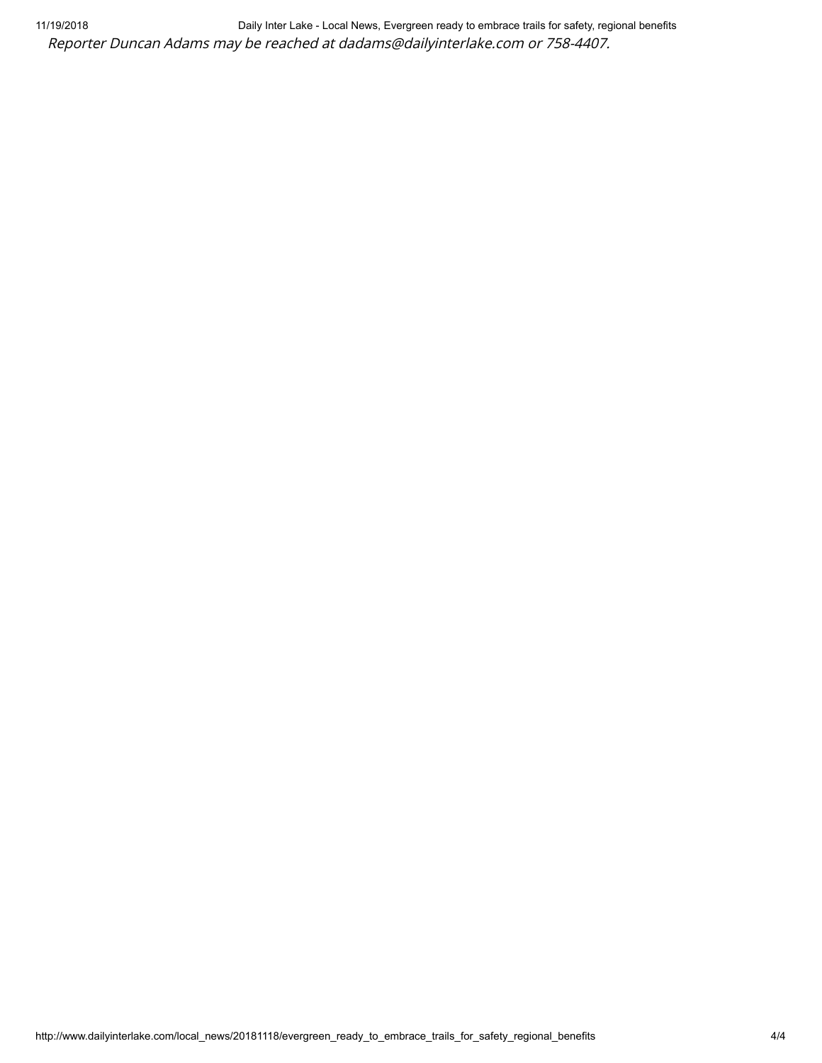*Reporter Duncan Adams may be reached at dadams@dailyinterlake.com or 758-4407.*